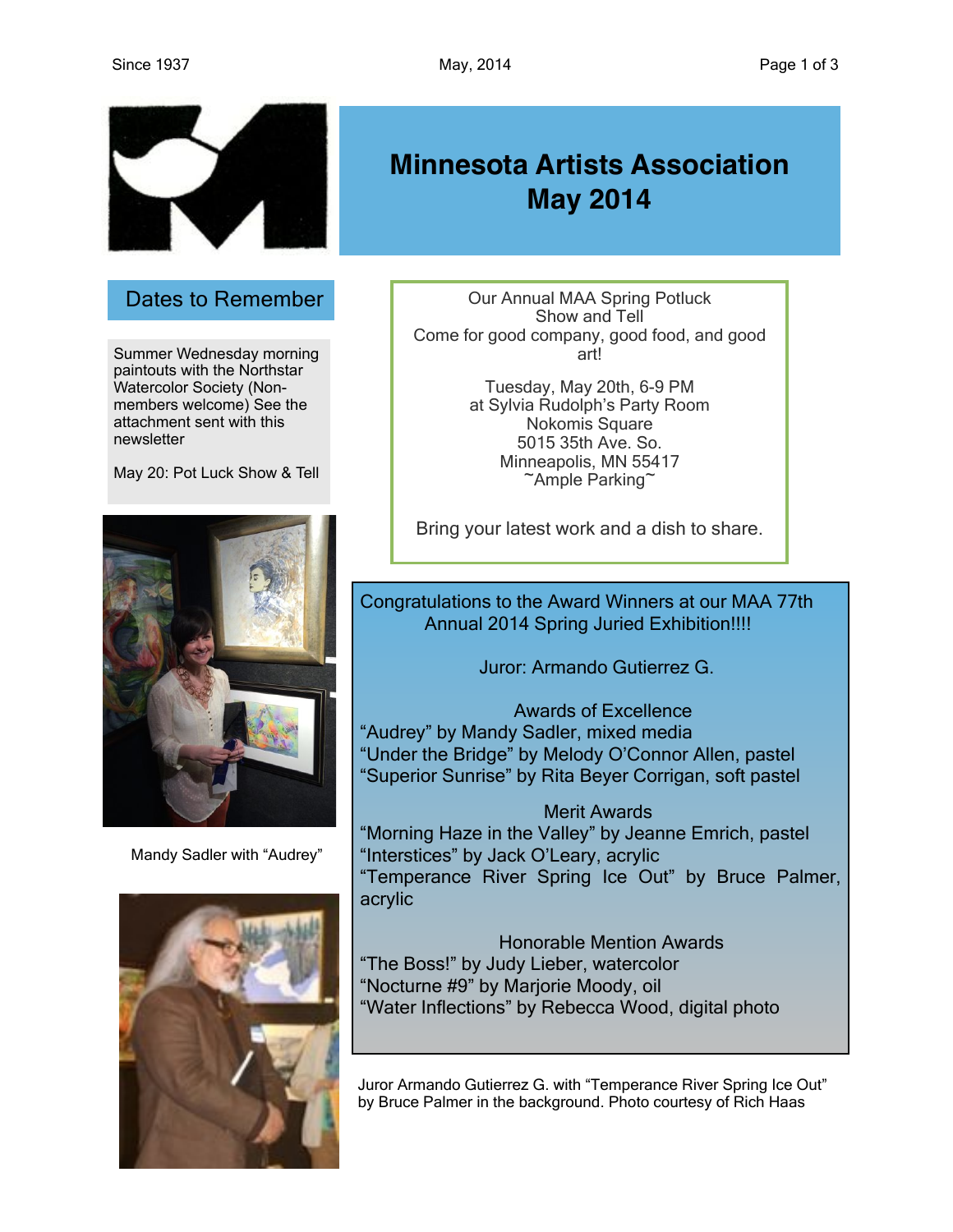# Minnesota Artists Association May 2014

## Dates to Remember

Summer Wednesday morning paintouts with the Northstar Watercolor Society (Non-members welcome) See the attachment sent with this newsletter

May 20: Pot Luck Show & Tell

Mandy Sadler with "Audrey"

---

Our Annual MAA Spring Potluck
Show and Tell
Come for good company, good food, and good art!

Tuesday, May 20th, 6-9 PM
at Sylvia Rudolph's Party Room
Nokomis Square
5015 35th Ave. So.
Minneapolis, MN 55417
~Ample Parking~

Bring your latest work and a dish to share.

---

Congratulations to the Award Winners at our MAA 77th Annual 2014 Spring Juried Exhibition!!!!

Juror: Armando Gutierrez G.

**Awards of Excellence**

"Audrey" by Mandy Sadler, mixed media
"Under the Bridge" by Melody O'Connor Allen, pastel
"Superior Sunrise" by Rita Beyer Corrigan, soft pastel

**Merit Awards**

"Morning Haze in the Valley" by Jeanne Emrich, pastel
"Interstices" by Jack O'Leary, acrylic
"Temperance River Spring Ice Out" by Bruce Palmer, acrylic

**Honorable Mention Awards**

"The Boss!" by Judy Lieber, watercolor
"Nocturne #9" by Marjorie Moody, oil
"Water Inflections" by Rebecca Wood, digital photo

Juror Armando Gutierrez G. with "Temperance River Spring Ice Out" by Bruce Palmer in the background. Photo courtesy of Rich Haas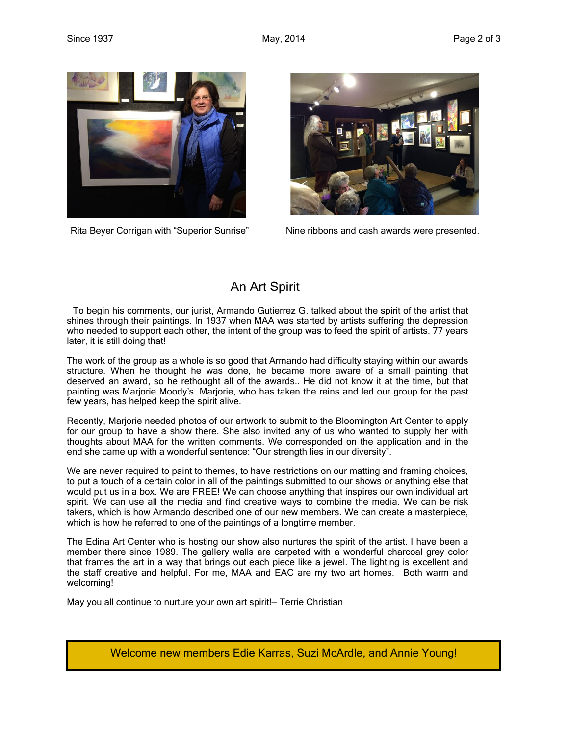Rita Beyer Corrigan with "Superior Sunrise"

Nine ribbons and cash awards were presented.

## An Art Spirit

To begin his comments, our jurist, Armando Gutierrez G. talked about the spirit of the artist that shines through their paintings. In 1937 when MAA was started by artists suffering the depression who needed to support each other, the intent of the group was to feed the spirit of artists. 77 years later, it is still doing that!

The work of the group as a whole is so good that Armando had difficulty staying within our awards structure. When he thought he was done, he became more aware of a small painting that deserved an award, so he rethought all of the awards.. He did not know it at the time, but that painting was Marjorie Moody's. Marjorie, who has taken the reins and led our group for the past few years, has helped keep the spirit alive.

Recently, Marjorie needed photos of our artwork to submit to the Bloomington Art Center to apply for our group to have a show there. She also invited any of us who wanted to supply her with thoughts about MAA for the written comments. We corresponded on the application and in the end she came up with a wonderful sentence: "Our strength lies in our diversity".

We are never required to paint to themes, to have restrictions on our matting and framing choices, to put a touch of a certain color in all of the paintings submitted to our shows or anything else that would put us in a box. We are FREE! We can choose anything that inspires our own individual art spirit. We can use all the media and find creative ways to combine the media. We can be risk takers, which is how Armando described one of our new members. We can create a masterpiece, which is how he referred to one of the paintings of a longtime member.

The Edina Art Center who is hosting our show also nurtures the spirit of the artist. I have been a member there since 1989. The gallery walls are carpeted with a wonderful charcoal grey color that frames the art in a way that brings out each piece like a jewel. The lighting is excellent and the staff creative and helpful. For me, MAA and EAC are my two art homes. Both warm and welcoming!

May you all continue to nurture your own art spirit!– Terrie Christian

Welcome new members Edie Karras, Suzi McArdle, and Annie Young!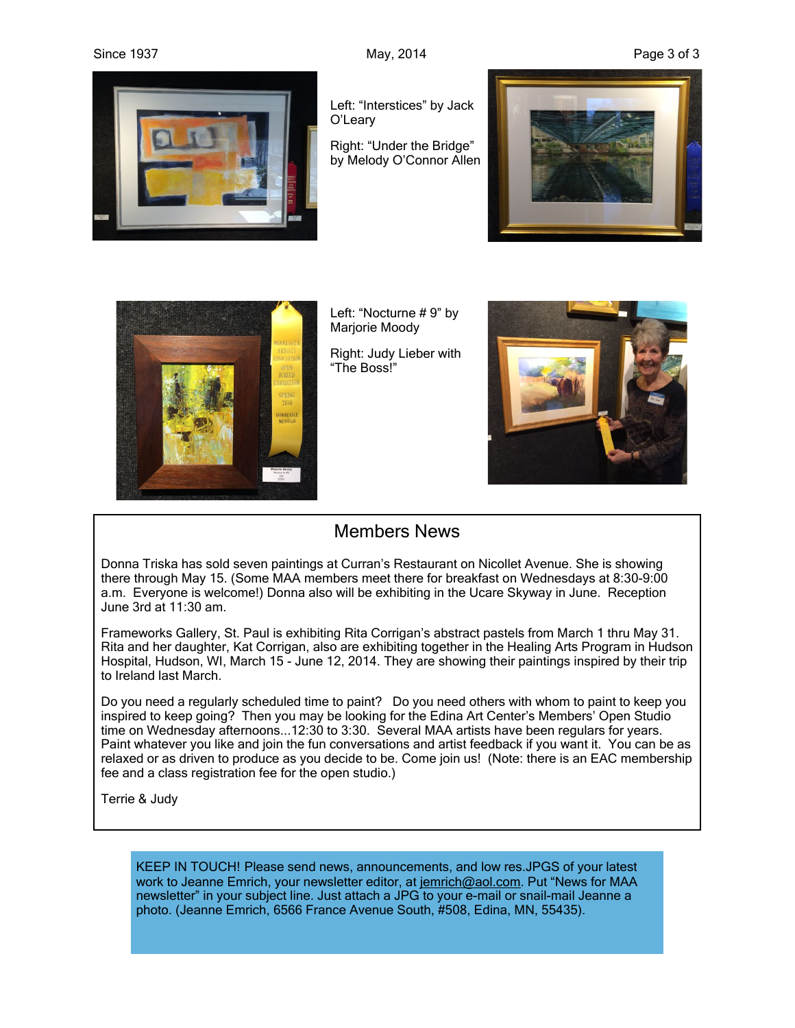Left: “Interstices” by Jack O’Leary

Right: “Under the Bridge” by Melody O’Connor Allen

Left: “Nocturne # 9” by Marjorie Moody

Right: Judy Lieber with “The Boss!”

## Members News

Donna Triska has sold seven paintings at Curran’s Restaurant on Nicollet Avenue. She is showing there through May 15. (Some MAA members meet there for breakfast on Wednesdays at 8:30-9:00 a.m. Everyone is welcome!) Donna also will be exhibiting in the Ucare Skyway in June. Reception June 3rd at 11:30 am.

Frameworks Gallery, St. Paul is exhibiting Rita Corrigan’s abstract pastels from March 1 thru May 31. Rita and her daughter, Kat Corrigan, also are exhibiting together in the Healing Arts Program in Hudson Hospital, Hudson, WI, March 15 - June 12, 2014. They are showing their paintings inspired by their trip to Ireland last March.

Do you need a regularly scheduled time to paint? Do you need others with whom to paint to keep you inspired to keep going? Then you may be looking for the Edina Art Center’s Members’ Open Studio time on Wednesday afternoons...12:30 to 3:30. Several MAA artists have been regulars for years. Paint whatever you like and join the fun conversations and artist feedback if you want it. You can be as relaxed or as driven to produce as you decide to be. Come join us! (Note: there is an EAC membership fee and a class registration fee for the open studio.)

Terrie & Judy

KEEP IN TOUCH! Please send news, announcements, and low res.JPGS of your latest work to Jeanne Emrich, your newsletter editor, at jemrich@aol.com. Put “News for MAA newsletter” in your subject line. Just attach a JPG to your e-mail or snail-mail Jeanne a photo. (Jeanne Emrich, 6566 France Avenue South, #508, Edina, MN, 55435).